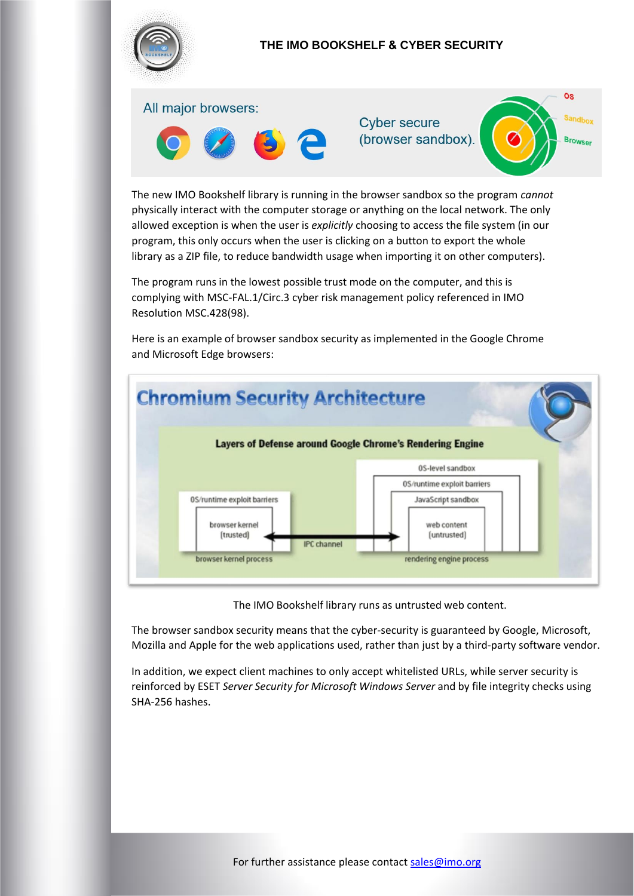# THE IMO BOOKSHELF & CYBER SECURITY

All major browsers:

Cyber secure (browser sandbox).

The new IMO Bookshelf library is running in the browser sandbox so the program *cannot* physically interact with the computer storage or anything on the local network. The only allowed exception is when the user is *explicitly* choosing to access the file system (in our program, this only occurs when the user is clicking on a button to export the whole library as a ZIP file, to reduce bandwidth usage when importing it on other computers).

The program runs in the lowest possible trust mode on the computer, and this is complying with MSC-FAL.1/Circ.3 cyber risk management policy referenced in IMO Resolution MSC.428(98).

Here is an example of browser sandbox security as implemented in the Google Chrome and Microsoft Edge browsers:

**Chromium Security Architecture**

**Layers of Defense around Google Chrome's Rendering Engine**

OS-level sandbox

OS/runtime exploit barriers

JavaScript sandbox

web content (untrusted)

rendering engine process

OS/runtime exploit barriers

browser kernel (trusted)

browser kernel process

IPC channel

The IMO Bookshelf library runs as untrusted web content.

The browser sandbox security means that the cyber-security is guaranteed by Google, Microsoft, Mozilla and Apple for the web applications used, rather than just by a third-party software vendor.

In addition, we expect client machines to only accept whitelisted URLs, while server security is reinforced by ESET *Server Security for Microsoft Windows Server* and by file integrity checks using SHA-256 hashes.

For further assistance please contact sales@imo.org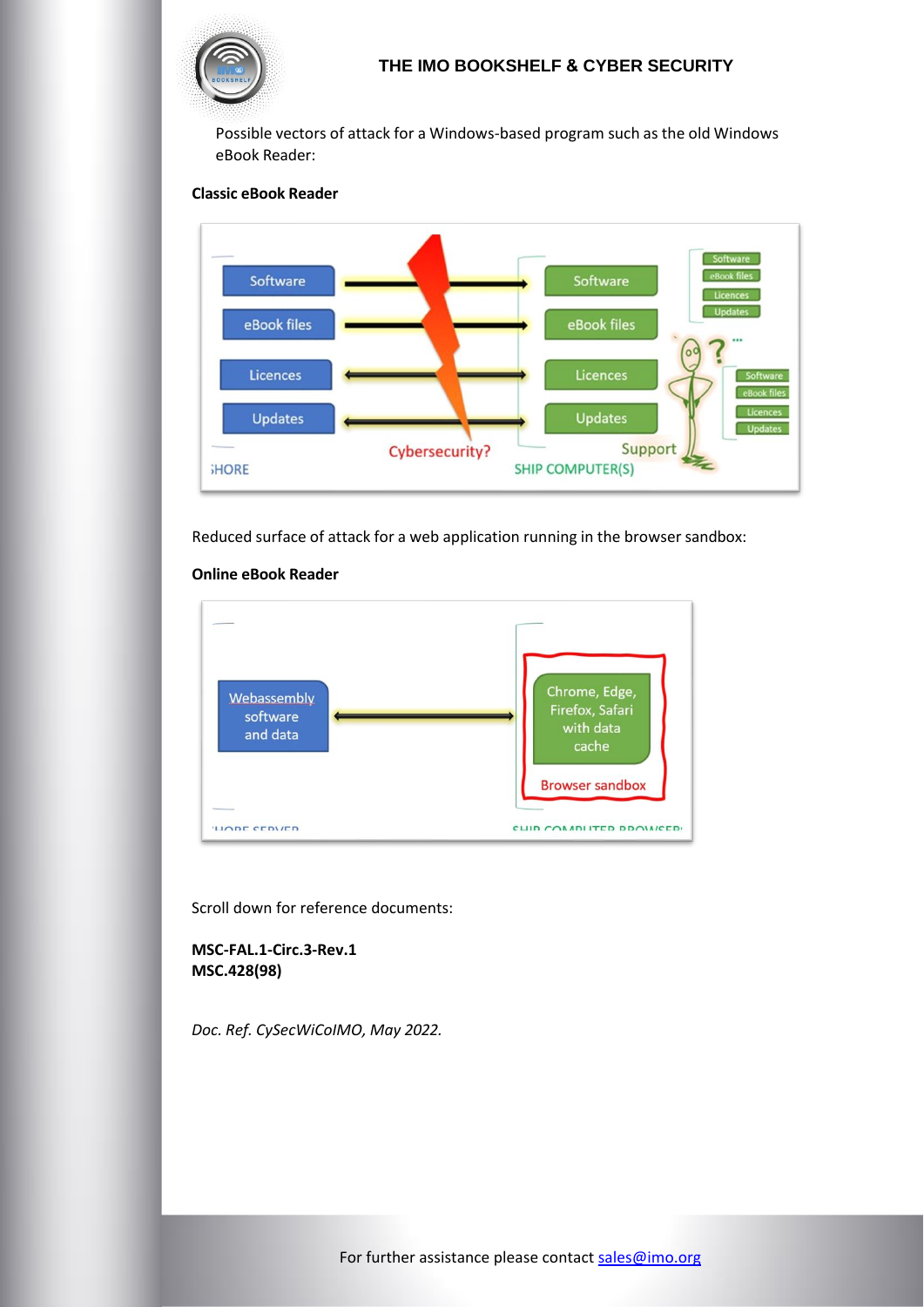Possible vectors of attack for a Windows-based program such as the old Windows eBook Reader:

**Classic eBook Reader**

Reduced surface of attack for a web application running in the browser sandbox:

**Online eBook Reader**

Scroll down for reference documents:

**MSC-FAL.1-Circ.3-Rev.1**
**MSC.428(98)**

*Doc. Ref. CySecWiCoIMO, May 2022.*

For further assistance please contact sales@imo.org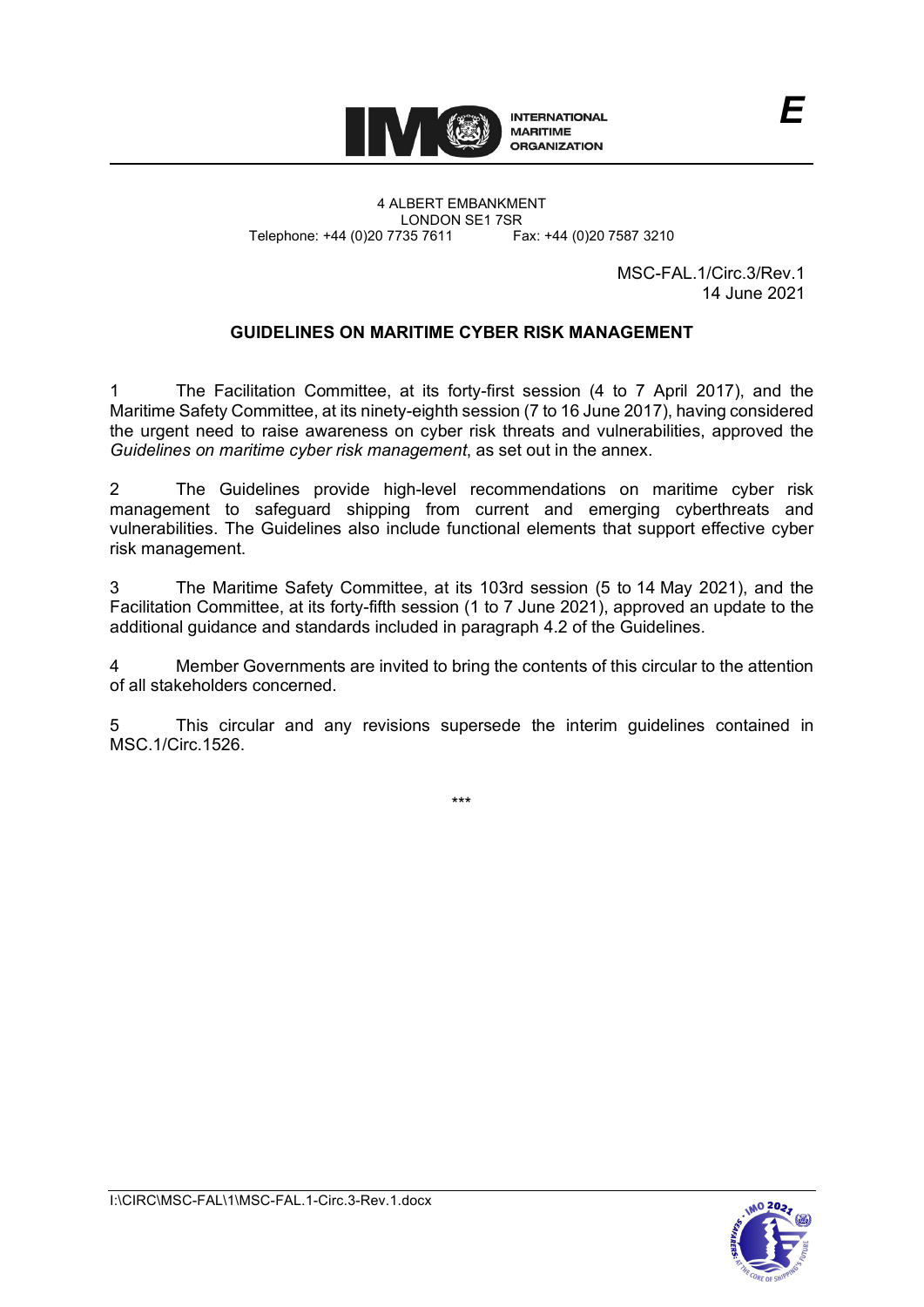INTERNATIONAL MARITIME ORGANIZATION

E

4 ALBERT EMBANKMENT
LONDON SE1 7SR
Telephone: +44 (0)20 7735 7611 Fax: +44 (0)20 7587 3210

MSC-FAL.1/Circ.3/Rev.1
14 June 2021

## GUIDELINES ON MARITIME CYBER RISK MANAGEMENT

1 The Facilitation Committee, at its forty-first session (4 to 7 April 2017), and the Maritime Safety Committee, at its ninety-eighth session (7 to 16 June 2017), having considered the urgent need to raise awareness on cyber risk threats and vulnerabilities, approved the *Guidelines on maritime cyber risk management*, as set out in the annex.

2 The Guidelines provide high-level recommendations on maritime cyber risk management to safeguard shipping from current and emerging cyberthreats and vulnerabilities. The Guidelines also include functional elements that support effective cyber risk management.

3 The Maritime Safety Committee, at its 103rd session (5 to 14 May 2021), and the Facilitation Committee, at its forty-fifth session (1 to 7 June 2021), approved an update to the additional guidance and standards included in paragraph 4.2 of the Guidelines.

4 Member Governments are invited to bring the contents of this circular to the attention of all stakeholders concerned.

5 This circular and any revisions supersede the interim guidelines contained in MSC.1/Circ.1526.

\*\*\*

I:\CIRC\MSC-FAL\1\MSC-FAL.1-Circ.3-Rev.1.docx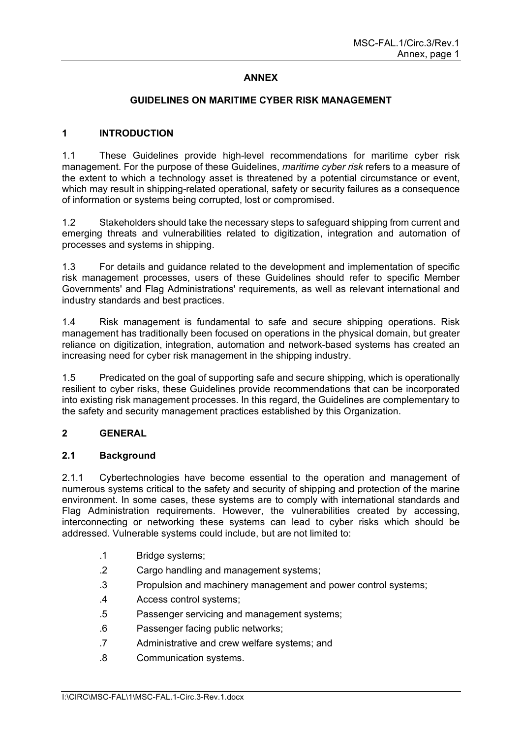## ANNEX

## GUIDELINES ON MARITIME CYBER RISK MANAGEMENT

### 1 INTRODUCTION

1.1 These Guidelines provide high-level recommendations for maritime cyber risk management. For the purpose of these Guidelines, *maritime cyber risk* refers to a measure of the extent to which a technology asset is threatened by a potential circumstance or event, which may result in shipping-related operational, safety or security failures as a consequence of information or systems being corrupted, lost or compromised.

1.2 Stakeholders should take the necessary steps to safeguard shipping from current and emerging threats and vulnerabilities related to digitization, integration and automation of processes and systems in shipping.

1.3 For details and guidance related to the development and implementation of specific risk management processes, users of these Guidelines should refer to specific Member Governments' and Flag Administrations' requirements, as well as relevant international and industry standards and best practices.

1.4 Risk management is fundamental to safe and secure shipping operations. Risk management has traditionally been focused on operations in the physical domain, but greater reliance on digitization, integration, automation and network-based systems has created an increasing need for cyber risk management in the shipping industry.

1.5 Predicated on the goal of supporting safe and secure shipping, which is operationally resilient to cyber risks, these Guidelines provide recommendations that can be incorporated into existing risk management processes. In this regard, the Guidelines are complementary to the safety and security management practices established by this Organization.

### 2 GENERAL

#### 2.1 Background

2.1.1 Cybertechnologies have become essential to the operation and management of numerous systems critical to the safety and security of shipping and protection of the marine environment. In some cases, these systems are to comply with international standards and Flag Administration requirements. However, the vulnerabilities created by accessing, interconnecting or networking these systems can lead to cyber risks which should be addressed. Vulnerable systems could include, but are not limited to:

.1 Bridge systems;

.2 Cargo handling and management systems;

.3 Propulsion and machinery management and power control systems;

.4 Access control systems;

.5 Passenger servicing and management systems;

.6 Passenger facing public networks;

.7 Administrative and crew welfare systems; and

.8 Communication systems.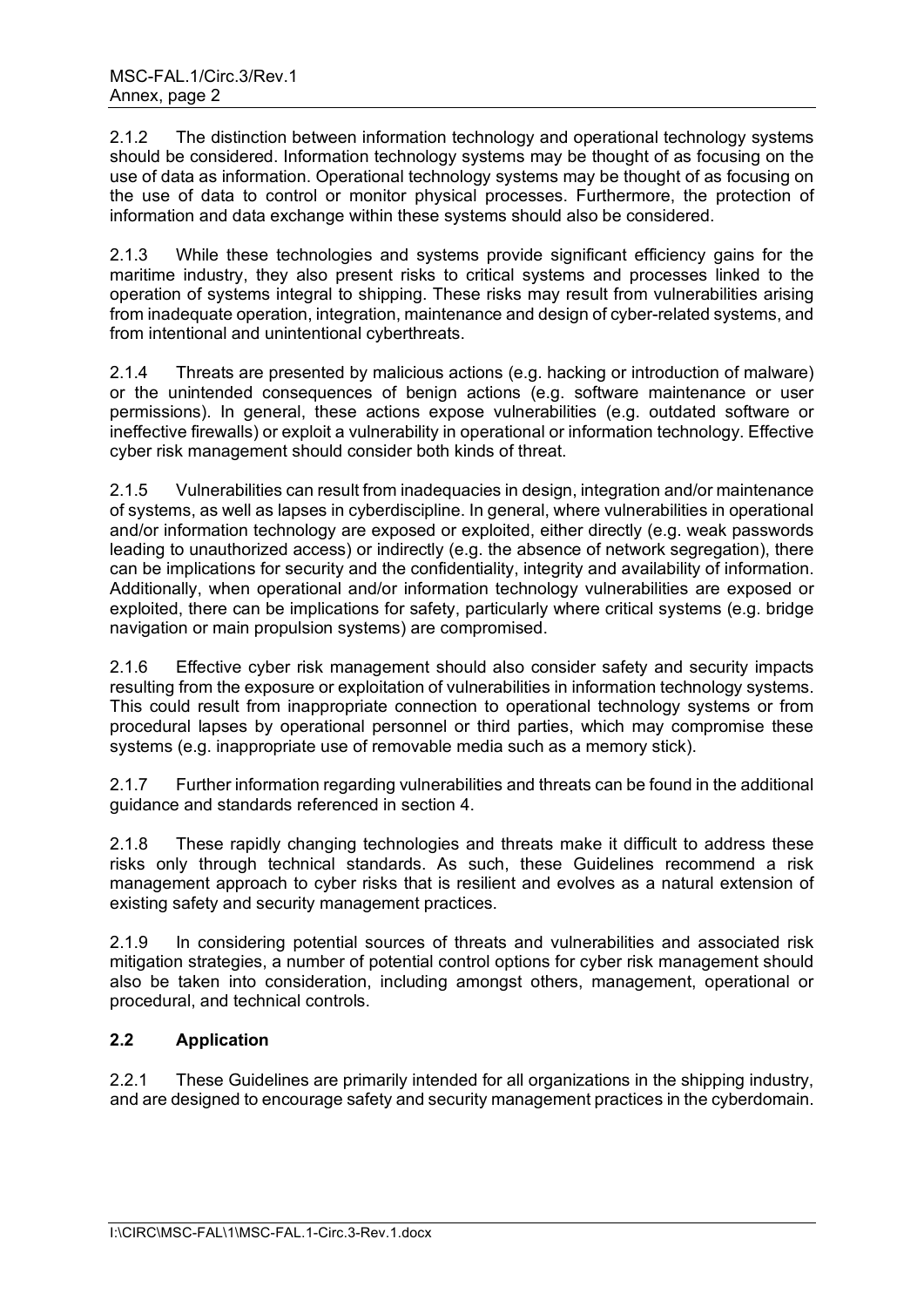2.1.2 The distinction between information technology and operational technology systems should be considered. Information technology systems may be thought of as focusing on the use of data as information. Operational technology systems may be thought of as focusing on the use of data to control or monitor physical processes. Furthermore, the protection of information and data exchange within these systems should also be considered.

2.1.3 While these technologies and systems provide significant efficiency gains for the maritime industry, they also present risks to critical systems and processes linked to the operation of systems integral to shipping. These risks may result from vulnerabilities arising from inadequate operation, integration, maintenance and design of cyber-related systems, and from intentional and unintentional cyberthreats.

2.1.4 Threats are presented by malicious actions (e.g. hacking or introduction of malware) or the unintended consequences of benign actions (e.g. software maintenance or user permissions). In general, these actions expose vulnerabilities (e.g. outdated software or ineffective firewalls) or exploit a vulnerability in operational or information technology. Effective cyber risk management should consider both kinds of threat.

2.1.5 Vulnerabilities can result from inadequacies in design, integration and/or maintenance of systems, as well as lapses in cyberdiscipline. In general, where vulnerabilities in operational and/or information technology are exposed or exploited, either directly (e.g. weak passwords leading to unauthorized access) or indirectly (e.g. the absence of network segregation), there can be implications for security and the confidentiality, integrity and availability of information. Additionally, when operational and/or information technology vulnerabilities are exposed or exploited, there can be implications for safety, particularly where critical systems (e.g. bridge navigation or main propulsion systems) are compromised.

2.1.6 Effective cyber risk management should also consider safety and security impacts resulting from the exposure or exploitation of vulnerabilities in information technology systems. This could result from inappropriate connection to operational technology systems or from procedural lapses by operational personnel or third parties, which may compromise these systems (e.g. inappropriate use of removable media such as a memory stick).

2.1.7 Further information regarding vulnerabilities and threats can be found in the additional guidance and standards referenced in section 4.

2.1.8 These rapidly changing technologies and threats make it difficult to address these risks only through technical standards. As such, these Guidelines recommend a risk management approach to cyber risks that is resilient and evolves as a natural extension of existing safety and security management practices.

2.1.9 In considering potential sources of threats and vulnerabilities and associated risk mitigation strategies, a number of potential control options for cyber risk management should also be taken into consideration, including amongst others, management, operational or procedural, and technical controls.

## 2.2 Application

2.2.1 These Guidelines are primarily intended for all organizations in the shipping industry, and are designed to encourage safety and security management practices in the cyberdomain.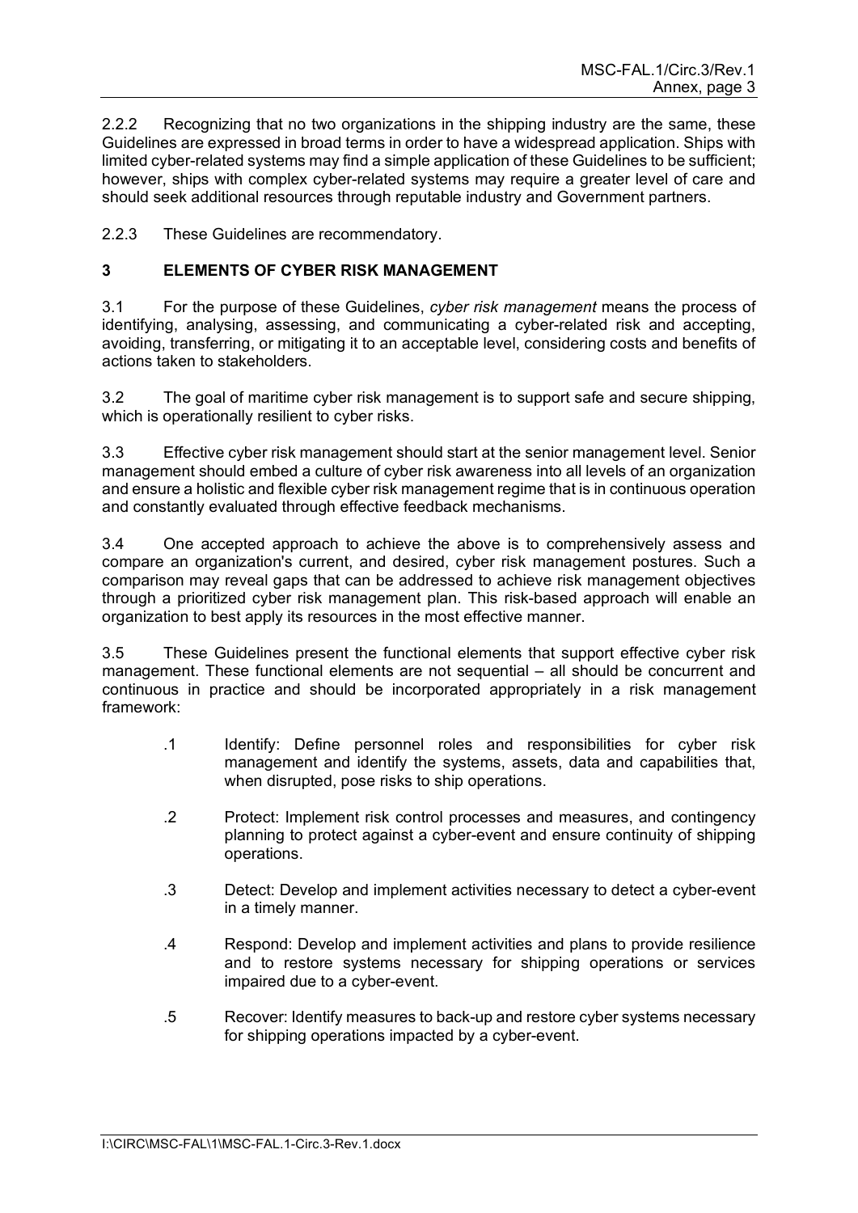2.2.2 Recognizing that no two organizations in the shipping industry are the same, these Guidelines are expressed in broad terms in order to have a widespread application. Ships with limited cyber-related systems may find a simple application of these Guidelines to be sufficient; however, ships with complex cyber-related systems may require a greater level of care and should seek additional resources through reputable industry and Government partners.

2.2.3 These Guidelines are recommendatory.

## 3 ELEMENTS OF CYBER RISK MANAGEMENT

3.1 For the purpose of these Guidelines, *cyber risk management* means the process of identifying, analysing, assessing, and communicating a cyber-related risk and accepting, avoiding, transferring, or mitigating it to an acceptable level, considering costs and benefits of actions taken to stakeholders.

3.2 The goal of maritime cyber risk management is to support safe and secure shipping, which is operationally resilient to cyber risks.

3.3 Effective cyber risk management should start at the senior management level. Senior management should embed a culture of cyber risk awareness into all levels of an organization and ensure a holistic and flexible cyber risk management regime that is in continuous operation and constantly evaluated through effective feedback mechanisms.

3.4 One accepted approach to achieve the above is to comprehensively assess and compare an organization's current, and desired, cyber risk management postures. Such a comparison may reveal gaps that can be addressed to achieve risk management objectives through a prioritized cyber risk management plan. This risk-based approach will enable an organization to best apply its resources in the most effective manner.

3.5 These Guidelines present the functional elements that support effective cyber risk management. These functional elements are not sequential – all should be concurrent and continuous in practice and should be incorporated appropriately in a risk management framework:

.1 Identify: Define personnel roles and responsibilities for cyber risk management and identify the systems, assets, data and capabilities that, when disrupted, pose risks to ship operations.

.2 Protect: Implement risk control processes and measures, and contingency planning to protect against a cyber-event and ensure continuity of shipping operations.

.3 Detect: Develop and implement activities necessary to detect a cyber-event in a timely manner.

.4 Respond: Develop and implement activities and plans to provide resilience and to restore systems necessary for shipping operations or services impaired due to a cyber-event.

.5 Recover: Identify measures to back-up and restore cyber systems necessary for shipping operations impacted by a cyber-event.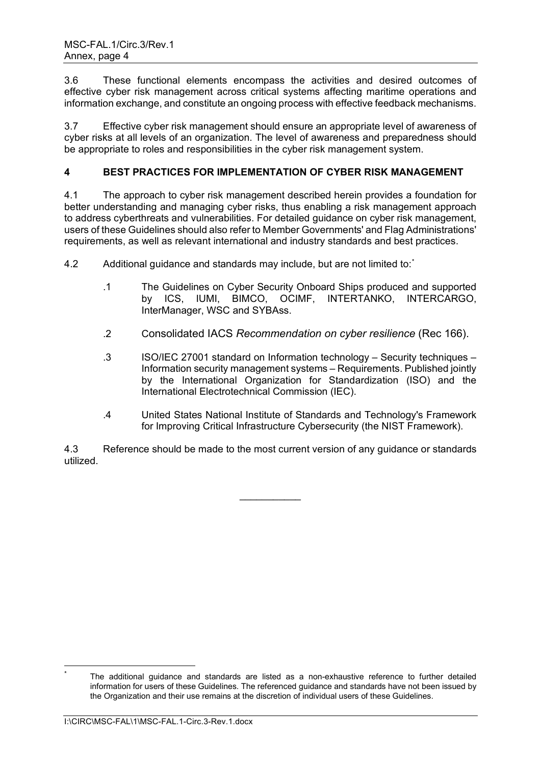3.6 These functional elements encompass the activities and desired outcomes of effective cyber risk management across critical systems affecting maritime operations and information exchange, and constitute an ongoing process with effective feedback mechanisms.

3.7 Effective cyber risk management should ensure an appropriate level of awareness of cyber risks at all levels of an organization. The level of awareness and preparedness should be appropriate to roles and responsibilities in the cyber risk management system.

## 4 BEST PRACTICES FOR IMPLEMENTATION OF CYBER RISK MANAGEMENT

4.1 The approach to cyber risk management described herein provides a foundation for better understanding and managing cyber risks, thus enabling a risk management approach to address cyberthreats and vulnerabilities. For detailed guidance on cyber risk management, users of these Guidelines should also refer to Member Governments' and Flag Administrations' requirements, as well as relevant international and industry standards and best practices.

4.2 Additional guidance and standards may include, but are not limited to:*

.1 The Guidelines on Cyber Security Onboard Ships produced and supported by ICS, IUMI, BIMCO, OCIMF, INTERTANKO, INTERCARGO, InterManager, WSC and SYBAss.

.2 Consolidated IACS *Recommendation on cyber resilience* (Rec 166).

.3 ISO/IEC 27001 standard on Information technology – Security techniques – Information security management systems – Requirements. Published jointly by the International Organization for Standardization (ISO) and the International Electrotechnical Commission (IEC).

.4 United States National Institute of Standards and Technology's Framework for Improving Critical Infrastructure Cybersecurity (the NIST Framework).

4.3 Reference should be made to the most current version of any guidance or standards utilized.

___________

* The additional guidance and standards are listed as a non-exhaustive reference to further detailed information for users of these Guidelines. The referenced guidance and standards have not been issued by the Organization and their use remains at the discretion of individual users of these Guidelines.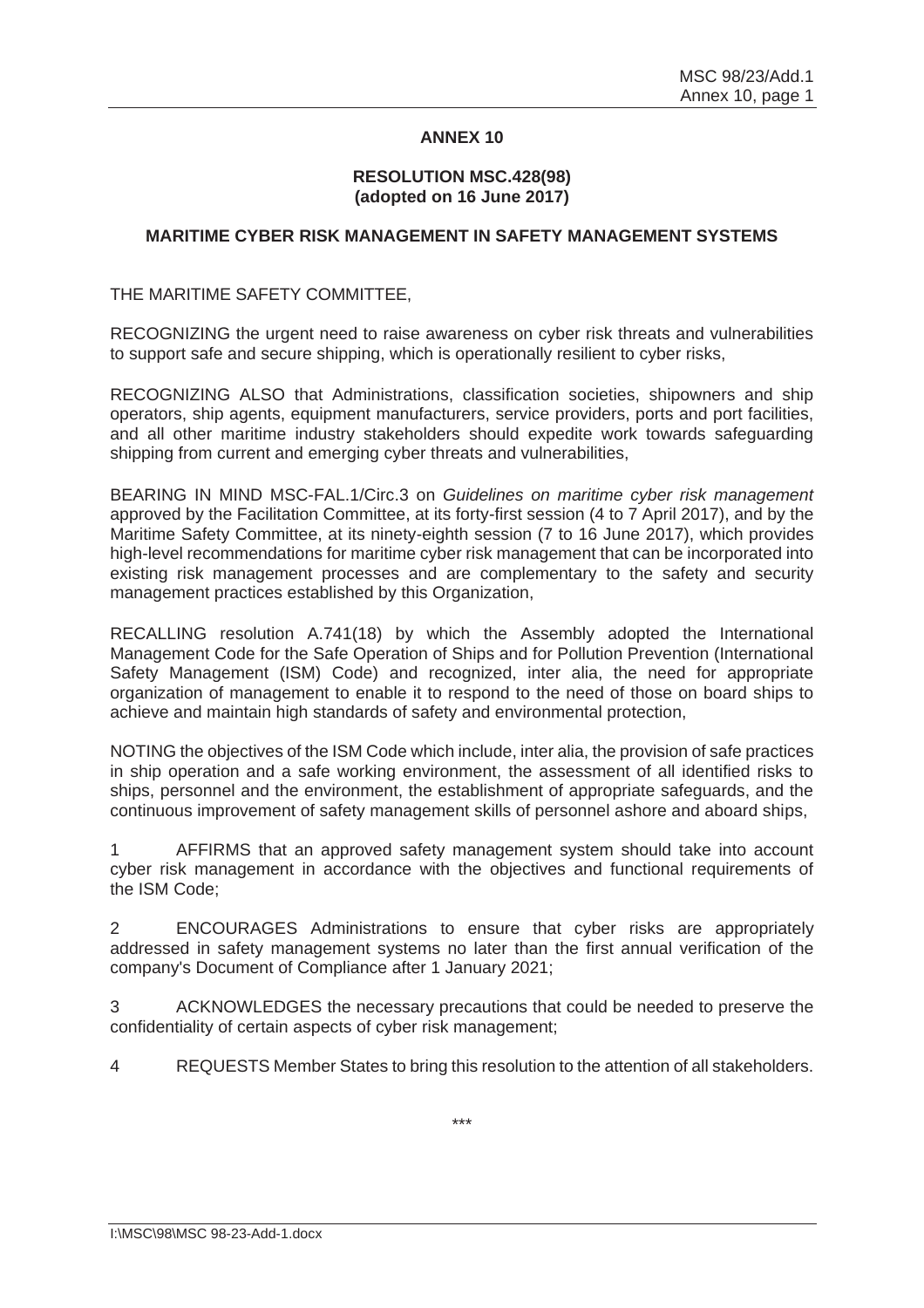# ANNEX 10

## RESOLUTION MSC.428(98)
## (adopted on 16 June 2017)

## MARITIME CYBER RISK MANAGEMENT IN SAFETY MANAGEMENT SYSTEMS

THE MARITIME SAFETY COMMITTEE,

RECOGNIZING the urgent need to raise awareness on cyber risk threats and vulnerabilities to support safe and secure shipping, which is operationally resilient to cyber risks,

RECOGNIZING ALSO that Administrations, classification societies, shipowners and ship operators, ship agents, equipment manufacturers, service providers, ports and port facilities, and all other maritime industry stakeholders should expedite work towards safeguarding shipping from current and emerging cyber threats and vulnerabilities,

BEARING IN MIND MSC-FAL.1/Circ.3 on *Guidelines on maritime cyber risk management* approved by the Facilitation Committee, at its forty-first session (4 to 7 April 2017), and by the Maritime Safety Committee, at its ninety-eighth session (7 to 16 June 2017), which provides high-level recommendations for maritime cyber risk management that can be incorporated into existing risk management processes and are complementary to the safety and security management practices established by this Organization,

RECALLING resolution A.741(18) by which the Assembly adopted the International Management Code for the Safe Operation of Ships and for Pollution Prevention (International Safety Management (ISM) Code) and recognized, inter alia, the need for appropriate organization of management to enable it to respond to the need of those on board ships to achieve and maintain high standards of safety and environmental protection,

NOTING the objectives of the ISM Code which include, inter alia, the provision of safe practices in ship operation and a safe working environment, the assessment of all identified risks to ships, personnel and the environment, the establishment of appropriate safeguards, and the continuous improvement of safety management skills of personnel ashore and aboard ships,

1 AFFIRMS that an approved safety management system should take into account cyber risk management in accordance with the objectives and functional requirements of the ISM Code;

2 ENCOURAGES Administrations to ensure that cyber risks are appropriately addressed in safety management systems no later than the first annual verification of the company's Document of Compliance after 1 January 2021;

3 ACKNOWLEDGES the necessary precautions that could be needed to preserve the confidentiality of certain aspects of cyber risk management;

4 REQUESTS Member States to bring this resolution to the attention of all stakeholders.

\*\*\*